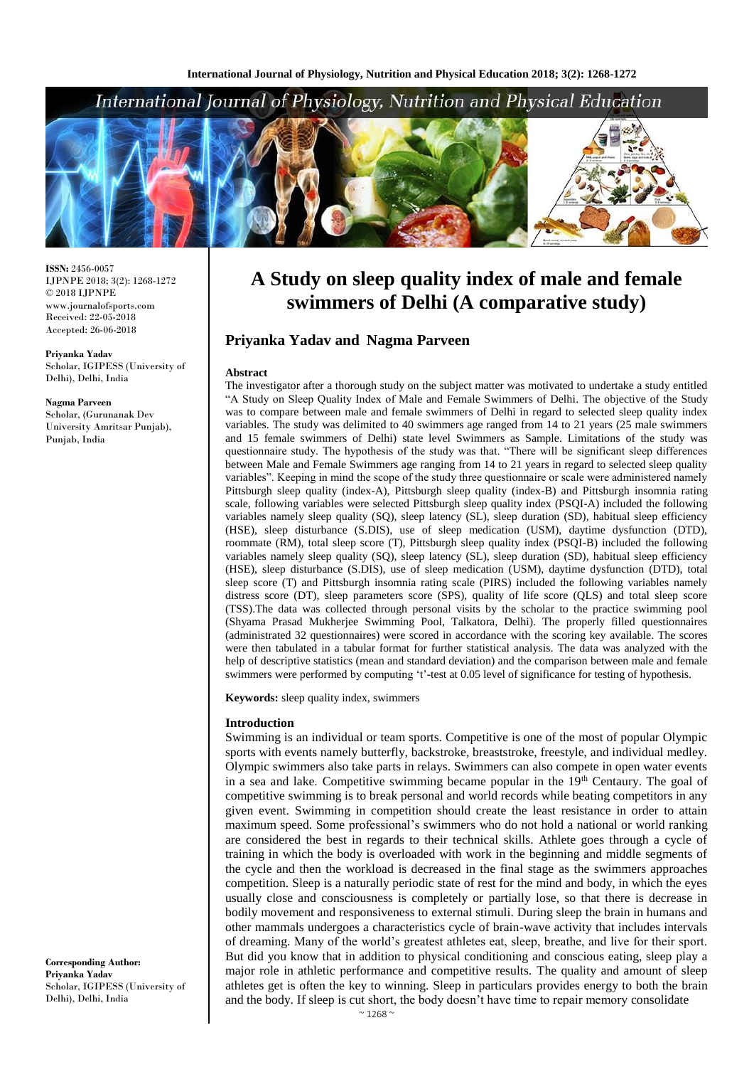# A Study on sleep quality index of male and female swimmers of Delhi (A comparative study)

**Priyanka Yadav and Nagma Parveen**

**ISSN:** 2456-0057
IJPNPE 2018; 3(2): 1268-1272
© 2018 IJPNPE
www.journalofsports.com
Received: 22-05-2018
Accepted: 26-06-2018

**Priyanka Yadav**
Scholar, IGIPESS (University of Delhi), Delhi, India

**Nagma Parveen**
Scholar, (Gurunanak Dev University Amritsar Punjab), Punjab, India

**Corresponding Author:**
**Priyanka Yadav**
Scholar, IGIPESS (University of Delhi), Delhi, India

### Abstract

The investigator after a thorough study on the subject matter was motivated to undertake a study entitled "A Study on Sleep Quality Index of Male and Female Swimmers of Delhi. The objective of the Study was to compare between male and female swimmers of Delhi in regard to selected sleep quality index variables. The study was delimited to 40 swimmers age ranged from 14 to 21 years (25 male swimmers and 15 female swimmers of Delhi) state level Swimmers as Sample. Limitations of the study was questionnaire study. The hypothesis of the study was that. "There will be significant sleep differences between Male and Female Swimmers age ranging from 14 to 21 years in regard to selected sleep quality variables". Keeping in mind the scope of the study three questionnaire or scale were administered namely Pittsburgh sleep quality (index-A), Pittsburgh sleep quality (index-B) and Pittsburgh insomnia rating scale, following variables were selected Pittsburgh sleep quality index (PSQI-A) included the following variables namely sleep quality (SQ), sleep latency (SL), sleep duration (SD), habitual sleep efficiency (HSE), sleep disturbance (S.DIS), use of sleep medication (USM), daytime dysfunction (DTD), roommate (RM), total sleep score (T), Pittsburgh sleep quality index (PSQI-B) included the following variables namely sleep quality (SQ), sleep latency (SL), sleep duration (SD), habitual sleep efficiency (HSE), sleep disturbance (S.DIS), use of sleep medication (USM), daytime dysfunction (DTD), total sleep score (T) and Pittsburgh insomnia rating scale (PIRS) included the following variables namely distress score (DT), sleep parameters score (SPS), quality of life score (QLS) and total sleep score (TSS).The data was collected through personal visits by the scholar to the practice swimming pool (Shyama Prasad Mukherjee Swimming Pool, Talkatora, Delhi). The properly filled questionnaires (administrated 32 questionnaires) were scored in accordance with the scoring key available. The scores were then tabulated in a tabular format for further statistical analysis. The data was analyzed with the help of descriptive statistics (mean and standard deviation) and the comparison between male and female swimmers were performed by computing 't'-test at 0.05 level of significance for testing of hypothesis.

**Keywords:** sleep quality index, swimmers

### Introduction

Swimming is an individual or team sports. Competitive is one of the most of popular Olympic sports with events namely butterfly, backstroke, breaststroke, freestyle, and individual medley. Olympic swimmers also take parts in relays. Swimmers can also compete in open water events in a sea and lake. Competitive swimming became popular in the 19th Centaury. The goal of competitive swimming is to break personal and world records while beating competitors in any given event. Swimming in competition should create the least resistance in order to attain maximum speed. Some professional's swimmers who do not hold a national or world ranking are considered the best in regards to their technical skills. Athlete goes through a cycle of training in which the body is overloaded with work in the beginning and middle segments of the cycle and then the workload is decreased in the final stage as the swimmers approaches competition. Sleep is a naturally periodic state of rest for the mind and body, in which the eyes usually close and consciousness is completely or partially lose, so that there is decrease in bodily movement and responsiveness to external stimuli. During sleep the brain in humans and other mammals undergoes a characteristics cycle of brain-wave activity that includes intervals of dreaming. Many of the world's greatest athletes eat, sleep, breathe, and live for their sport. But did you know that in addition to physical conditioning and conscious eating, sleep play a major role in athletic performance and competitive results. The quality and amount of sleep athletes get is often the key to winning. Sleep in particulars provides energy to both the brain and the body. If sleep is cut short, the body doesn't have time to repair memory consolidate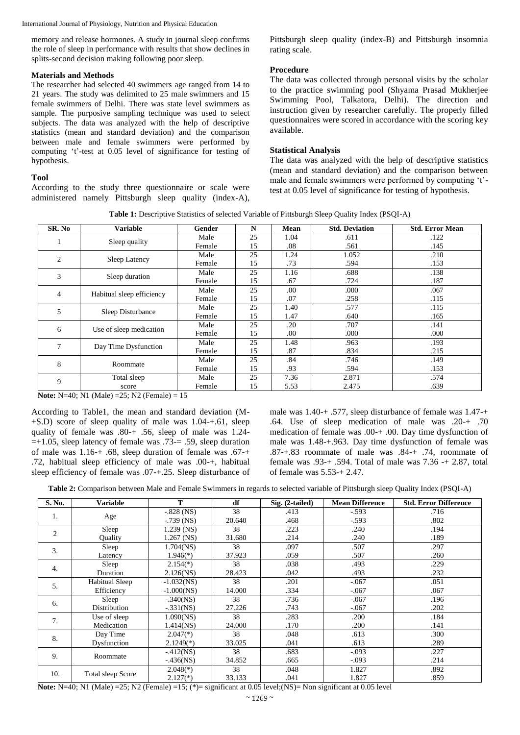memory and release hormones. A study in journal sleep confirms the role of sleep in performance with results that show declines in splits-second decision making following poor sleep.

### Materials and Methods

The researcher had selected 40 swimmers age ranged from 14 to 21 years. The study was delimited to 25 male swimmers and 15 female swimmers of Delhi. There was state level swimmers as sample. The purposive sampling technique was used to select subjects. The data was analyzed with the help of descriptive statistics (mean and standard deviation) and the comparison between male and female swimmers were performed by computing 't'-test at 0.05 level of significance for testing of hypothesis.

### Tool

According to the study three questionnaire or scale were administered namely Pittsburgh sleep quality (index-A), Pittsburgh sleep quality (index-B) and Pittsburgh insomnia rating scale.

### Procedure

The data was collected through personal visits by the scholar to the practice swimming pool (Shyama Prasad Mukherjee Swimming Pool, Talkatora, Delhi). The direction and instruction given by researcher carefully. The properly filled questionnaires were scored in accordance with the scoring key available.

### Statistical Analysis

The data was analyzed with the help of descriptive statistics (mean and standard deviation) and the comparison between male and female swimmers were performed by computing 't'-test at 0.05 level of significance for testing of hypothesis.

**Table 1:** Descriptive Statistics of selected Variable of Pittsburgh Sleep Quality Index (PSQI-A)

| SR. No | Variable | Gender | N | Mean | Std. Deviation | Std. Error Mean |
|---|---|---|---|---|---|---|
| 1 | Sleep quality | Male | 25 | 1.04 | .611 | .122 |
| | | Female | 15 | .08 | .561 | .145 |
| 2 | Sleep Latency | Male | 25 | 1.24 | 1.052 | .210 |
| | | Female | 15 | .73 | .594 | .153 |
| 3 | Sleep duration | Male | 25 | 1.16 | .688 | .138 |
| | | Female | 15 | .67 | .724 | .187 |
| 4 | Habitual sleep efficiency | Male | 25 | .00 | .000 | .067 |
| | | Female | 15 | .07 | .258 | .115 |
| 5 | Sleep Disturbance | Male | 25 | 1.40 | .577 | .115 |
| | | Female | 15 | 1.47 | .640 | .165 |
| 6 | Use of sleep medication | Male | 25 | .20 | .707 | .141 |
| | | Female | 15 | .00 | .000 | .000 |
| 7 | Day Time Dysfunction | Male | 25 | 1.48 | .963 | .193 |
| | | Female | 15 | .87 | .834 | .215 |
| 8 | Roommate | Male | 25 | .84 | .746 | .149 |
| | | Female | 15 | .93 | .594 | .153 |
| 9 | Total sleep score | Male | 25 | 7.36 | 2.871 | .574 |
| | | Female | 15 | 5.53 | 2.475 | .639 |

**Note:** N=40; N1 (Male) =25; N2 (Female) = 15

According to Table1, the mean and standard deviation (M-+S.D) score of sleep quality of male was 1.04-+.61, sleep quality of female was .80-+ .56, sleep of male was 1.24-=+1.05, sleep latency of female was .73-= .59, sleep duration of male was 1.16-+ .68, sleep duration of female was .67-+ .72, habitual sleep efficiency of male was .00-+, habitual sleep efficiency of female was .07-+.25. Sleep disturbance of male was 1.40-+ .577, sleep disturbance of female was 1.47-+ .64. Use of sleep medication of male was .20-+ .70 medication of female was .00-+ .00. Day time dysfunction of male was 1.48-+.963. Day time dysfunction of female was .87-+.83 roommate of male was .84-+ .74, roommate of female was .93-+ .594. Total of male was 7.36 -+ 2.87, total of female was 5.53-+ 2.47.

**Table 2:** Comparison between Male and Female Swimmers in regards to selected variable of Pittsburgh sleep Quality Index (PSQI-A)

| S. No. | Variable | T | df | Sig. (2-tailed) | Mean Difference | Std. Error Difference |
|---|---|---|---|---|---|---|
| 1. | Age | -.828 (NS) | 38 | .413 | -.593 | .716 |
| | | -.739 (NS) | 20.640 | .468 | -.593 | .802 |
| 2 | Sleep Quality | 1.239 (NS) | 38 | .223 | .240 | .194 |
| | | 1.267 (NS) | 31.680 | .214 | .240 | .189 |
| 3. | Sleep Latency | 1.704(NS) | 38 | .097 | .507 | .297 |
| | | 1.946(*) | 37.923 | .059 | .507 | .260 |
| 4. | Sleep Duration | 2.154(*) | 38 | .038 | .493 | .229 |
| | | 2.126(NS) | 28.423 | .042 | .493 | .232 |
| 5. | Habitual Sleep Efficiency | -1.032(NS) | 38 | .201 | -.067 | .051 |
| | | -1.000(NS) | 14.000 | .334 | -.067 | .067 |
| 6. | Sleep Distribution | -.340(NS) | 38 | .736 | -.067 | .196 |
| | | -.331(NS) | 27.226 | .743 | -.067 | .202 |
| 7. | Use of sleep Medication | 1.090(NS) | 38 | .283 | .200 | .184 |
| | | 1.414(NS) | 24.000 | .170 | .200 | .141 |
| 8. | Day Time Dysfunction | 2.047(*) | 38 | .048 | .613 | .300 |
| | | 2.1249(*) | 33.025 | .041 | .613 | .289 |
| 9. | Roommate | -.412(NS) | 38 | .683 | -.093 | .227 |
| | | -.436(NS) | 34.852 | .665 | -.093 | .214 |
| 10. | Total sleep Score | 2.048(*) | 38 | .048 | 1.827 | .892 |
| | | 2.127(*) | 33.133 | .041 | 1.827 | .859 |

**Note:** N=40; N1 (Male) =25; N2 (Female) =15; (*)= significant at 0.05 level;(NS)= Non significant at 0.05 level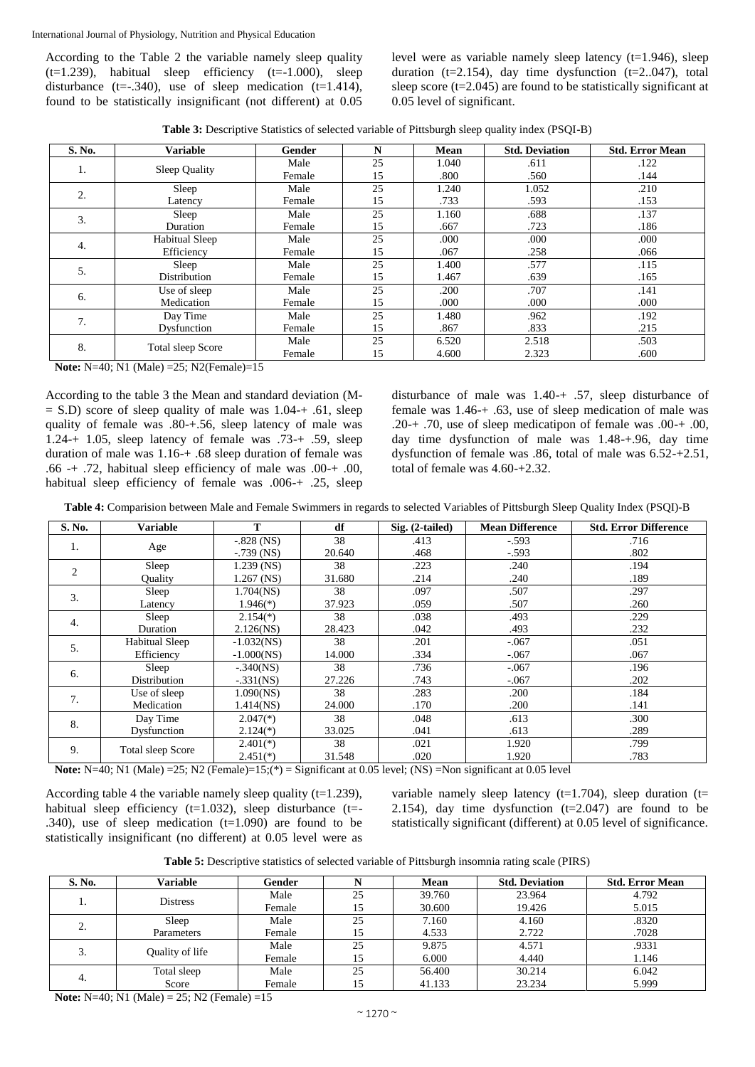According to the Table 2 the variable namely sleep quality (t=1.239), habitual sleep efficiency (t=-1.000), sleep disturbance (t=-.340), use of sleep medication (t=1.414), found to be statistically insignificant (not different) at 0.05 level were as variable namely sleep latency (t=1.946), sleep duration (t=2.154), day time dysfunction (t=2..047), total sleep score (t=2.045) are found to be statistically significant at 0.05 level of significant.

**Table 3:** Descriptive Statistics of selected variable of Pittsburgh sleep quality index (PSQI-B)

| S. No. | Variable | Gender | N | Mean | Std. Deviation | Std. Error Mean |
|---|---|---|---|---|---|---|
| 1. | Sleep Quality | Male | 25 | 1.040 | .611 | .122 |
| | | Female | 15 | .800 | .560 | .144 |
| 2. | Sleep Latency | Male | 25 | 1.240 | 1.052 | .210 |
| | | Female | 15 | .733 | .593 | .153 |
| 3. | Sleep Duration | Male | 25 | 1.160 | .688 | .137 |
| | | Female | 15 | .667 | .723 | .186 |
| 4. | Habitual Sleep Efficiency | Male | 25 | .000 | .000 | .000 |
| | | Female | 15 | .067 | .258 | .066 |
| 5. | Sleep Distribution | Male | 25 | 1.400 | .577 | .115 |
| | | Female | 15 | 1.467 | .639 | .165 |
| 6. | Use of sleep Medication | Male | 25 | .200 | .707 | .141 |
| | | Female | 15 | .000 | .000 | .000 |
| 7. | Day Time Dysfunction | Male | 25 | 1.480 | .962 | .192 |
| | | Female | 15 | .867 | .833 | .215 |
| 8. | Total sleep Score | Male | 25 | 6.520 | 2.518 | .503 |
| | | Female | 15 | 4.600 | 2.323 | .600 |

**Note:** N=40; N1 (Male) =25; N2(Female)=15

According to the table 3 the Mean and standard deviation (M- = S.D) score of sleep quality of male was 1.04-+ .61, sleep quality of female was .80-+.56, sleep latency of male was 1.24-+ 1.05, sleep latency of female was .73-+ .59, sleep duration of male was 1.16-+ .68 sleep duration of female was .66 -+ .72, habitual sleep efficiency of male was .00-+ .00, habitual sleep efficiency of female was .006-+ .25, sleep disturbance of male was 1.40-+ .57, sleep disturbance of female was 1.46-+ .63, use of sleep medication of male was .20-+ .70, use of sleep medicatipon of female was .00-+ .00, day time dysfunction of male was 1.48-+.96, day time dysfunction of female was .86, total of male was 6.52-+2.51, total of female was 4.60-+2.32.

**Table 4:** Comparision between Male and Female Swimmers in regards to selected Variables of Pittsburgh Sleep Quality Index (PSQI)-B

| S. No. | Variable | T | df | Sig. (2-tailed) | Mean Difference | Std. Error Difference |
|---|---|---|---|---|---|---|
| 1. | Age | -.828 (NS) | 38 | .413 | -.593 | .716 |
| | | -.739 (NS) | 20.640 | .468 | -.593 | .802 |
| 2 | Sleep Quality | 1.239 (NS) | 38 | .223 | .240 | .194 |
| | | 1.267 (NS) | 31.680 | .214 | .240 | .189 |
| 3. | Sleep Latency | 1.704(NS) | 38 | .097 | .507 | .297 |
| | | 1.946(*) | 37.923 | .059 | .507 | .260 |
| 4. | Sleep Duration | 2.154(*) | 38 | .038 | .493 | .229 |
| | | 2.126(NS) | 28.423 | .042 | .493 | .232 |
| 5. | Habitual Sleep Efficiency | -1.032(NS) | 38 | .201 | -.067 | .051 |
| | | -1.000(NS) | 14.000 | .334 | -.067 | .067 |
| 6. | Sleep Distribution | -.340(NS) | 38 | .736 | -.067 | .196 |
| | | -.331(NS) | 27.226 | .743 | -.067 | .202 |
| 7. | Use of sleep Medication | 1.090(NS) | 38 | .283 | .200 | .184 |
| | | 1.414(NS) | 24.000 | .170 | .200 | .141 |
| 8. | Day Time Dysfunction | 2.047(*) | 38 | .048 | .613 | .300 |
| | | 2.124(*) | 33.025 | .041 | .613 | .289 |
| 9. | Total sleep Score | 2.401(*) | 38 | .021 | 1.920 | .799 |
| | | 2.451(*) | 31.548 | .020 | 1.920 | .783 |

**Note:** N=40; N1 (Male) =25; N2 (Female)=15;(*) = Significant at 0.05 level; (NS) =Non significant at 0.05 level

According table 4 the variable namely sleep quality (t=1.239), habitual sleep efficiency (t=1.032), sleep disturbance (t=-.340), use of sleep medication (t=1.090) are found to be statistically insignificant (no different) at 0.05 level were as variable namely sleep latency (t=1.704), sleep duration (t= 2.154), day time dysfunction (t=2.047) are found to be statistically significant (different) at 0.05 level of significance.

**Table 5:** Descriptive statistics of selected variable of Pittsburgh insomnia rating scale (PIRS)

| S. No. | Variable | Gender | N | Mean | Std. Deviation | Std. Error Mean |
|---|---|---|---|---|---|---|
| 1. | Distress | Male | 25 | 39.760 | 23.964 | 4.792 |
| | | Female | 15 | 30.600 | 19.426 | 5.015 |
| 2. | Sleep Parameters | Male | 25 | 7.160 | 4.160 | .8320 |
| | | Female | 15 | 4.533 | 2.722 | .7028 |
| 3. | Quality of life | Male | 25 | 9.875 | 4.571 | .9331 |
| | | Female | 15 | 6.000 | 4.440 | 1.146 |
| 4. | Total sleep Score | Male | 25 | 56.400 | 30.214 | 6.042 |
| | | Female | 15 | 41.133 | 23.234 | 5.999 |

**Note:** N=40; N1 (Male) = 25; N2 (Female) =15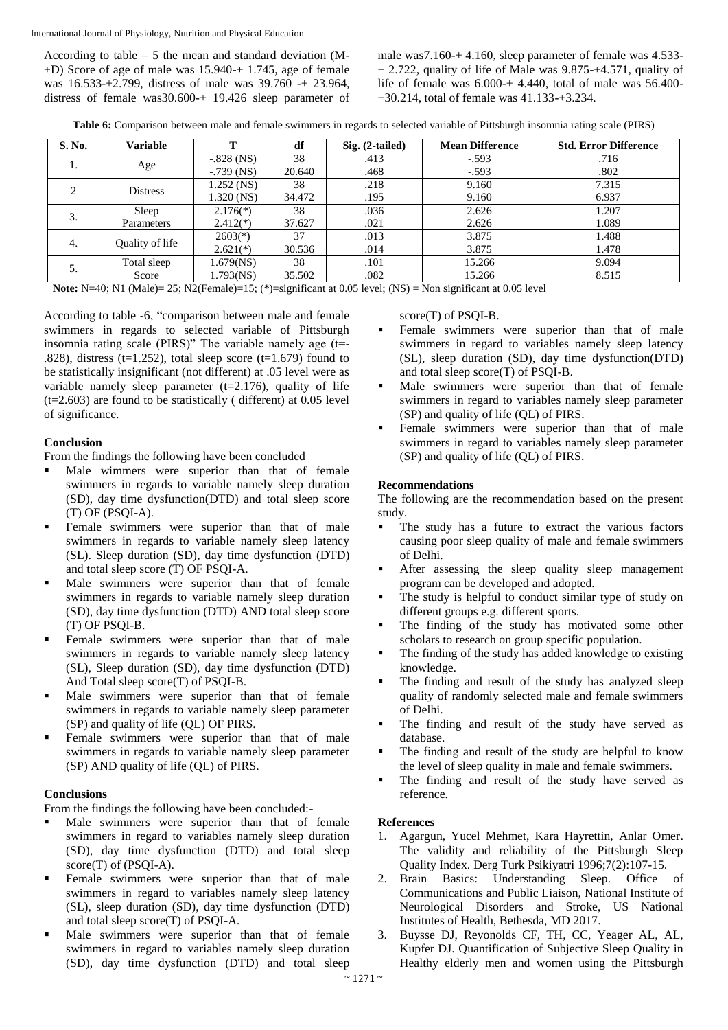According to table – 5 the mean and standard deviation (M-+D) Score of age of male was 15.940-+ 1.745, age of female was 16.533-+2.799, distress of male was 39.760 -+ 23.964, distress of female was30.600-+ 19.426 sleep parameter of male was7.160-+ 4.160, sleep parameter of female was 4.533-+ 2.722, quality of life of Male was 9.875-+4.571, quality of life of female was 6.000-+ 4.440, total of male was 56.400-+30.214, total of female was 41.133-+3.234.

**Table 6:** Comparison between male and female swimmers in regards to selected variable of Pittsburgh insomnia rating scale (PIRS)

| S. No. | Variable | T | df | Sig. (2-tailed) | Mean Difference | Std. Error Difference |
|---|---|---|---|---|---|---|
| 1. | Age | -.828 (NS) | 38 | .413 | -.593 | .716 |
| | | -.739 (NS) | 20.640 | .468 | -.593 | .802 |
| 2 | Distress | 1.252 (NS) | 38 | .218 | 9.160 | 7.315 |
| | | 1.320 (NS) | 34.472 | .195 | 9.160 | 6.937 |
| 3. | Sleep Parameters | 2.176(*) | 38 | .036 | 2.626 | 1.207 |
| | | 2.412(*) | 37.627 | .021 | 2.626 | 1.089 |
| 4. | Quality of life | 2603(*) | 37 | .013 | 3.875 | 1.488 |
| | | 2.621(*) | 30.536 | .014 | 3.875 | 1.478 |
| 5. | Total sleep Score | 1.679(NS) | 38 | .101 | 15.266 | 9.094 |
| | | 1.793(NS) | 35.502 | .082 | 15.266 | 8.515 |

**Note:** N=40; N1 (Male)= 25; N2(Female)=15; (*)=significant at 0.05 level; (NS) = Non significant at 0.05 level

According to table -6, "comparison between male and female swimmers in regards to selected variable of Pittsburgh insomnia rating scale (PIRS)" The variable namely age (t=-.828), distress (t=1.252), total sleep score (t=1.679) found to be statistically insignificant (not different) at .05 level were as variable namely sleep parameter (t=2.176), quality of life (t=2.603) are found to be statistically ( different) at 0.05 level of significance.

**Conclusion**

From the findings the following have been concluded

- Male wimmers were superior than that of female swimmers in regards to variable namely sleep duration (SD), day time dysfunction(DTD) and total sleep score (T) OF (PSQI-A).
- Female swimmers were superior than that of male swimmers in regards to variable namely sleep latency (SL). Sleep duration (SD), day time dysfunction (DTD) and total sleep score (T) OF PSQI-A.
- Male swimmers were superior than that of female swimmers in regards to variable namely sleep duration (SD), day time dysfunction (DTD) AND total sleep score (T) OF PSQI-B.
- Female swimmers were superior than that of male swimmers in regards to variable namely sleep latency (SL), Sleep duration (SD), day time dysfunction (DTD) And Total sleep score(T) of PSQI-B.
- Male swimmers were superior than that of female swimmers in regards to variable namely sleep parameter (SP) and quality of life (QL) OF PIRS.
- Female swimmers were superior than that of male swimmers in regards to variable namely sleep parameter (SP) AND quality of life (QL) of PIRS.

**Conclusions**

From the findings the following have been concluded:-

- Male swimmers were superior than that of female swimmers in regard to variables namely sleep duration (SD), day time dysfunction (DTD) and total sleep score(T) of (PSQI-A).
- Female swimmers were superior than that of male swimmers in regard to variables namely sleep latency (SL), sleep duration (SD), day time dysfunction (DTD) and total sleep score(T) of PSQI-A.
- Male swimmers were superior than that of female swimmers in regard to variables namely sleep duration (SD), day time dysfunction (DTD) and total sleep score(T) of PSQI-B.
- Female swimmers were superior than that of male swimmers in regard to variables namely sleep latency (SL), sleep duration (SD), day time dysfunction(DTD) and total sleep score(T) of PSQI-B.
- Male swimmers were superior than that of female swimmers in regard to variables namely sleep parameter (SP) and quality of life (QL) of PIRS.
- Female swimmers were superior than that of male swimmers in regard to variables namely sleep parameter (SP) and quality of life (QL) of PIRS.

**Recommendations**

The following are the recommendation based on the present study.

- The study has a future to extract the various factors causing poor sleep quality of male and female swimmers of Delhi.
- After assessing the sleep quality sleep management program can be developed and adopted.
- The study is helpful to conduct similar type of study on different groups e.g. different sports.
- The finding of the study has motivated some other scholars to research on group specific population.
- The finding of the study has added knowledge to existing knowledge.
- The finding and result of the study has analyzed sleep quality of randomly selected male and female swimmers of Delhi.
- The finding and result of the study have served as database.
- The finding and result of the study are helpful to know the level of sleep quality in male and female swimmers.
- The finding and result of the study have served as reference.

**References**

1. Agargun, Yucel Mehmet, Kara Hayrettin, Anlar Omer. The validity and reliability of the Pittsburgh Sleep Quality Index. Derg Turk Psikiyatri 1996;7(2):107-15.
2. Brain Basics: Understanding Sleep. Office of Communications and Public Liaison, National Institute of Neurological Disorders and Stroke, US National Institutes of Health, Bethesda, MD 2017.
3. Buysse DJ, Reyonolds CF, TH, CC, Yeager AL, AL, Kupfer DJ. Quantification of Subjective Sleep Quality in Healthy elderly men and women using the Pittsburgh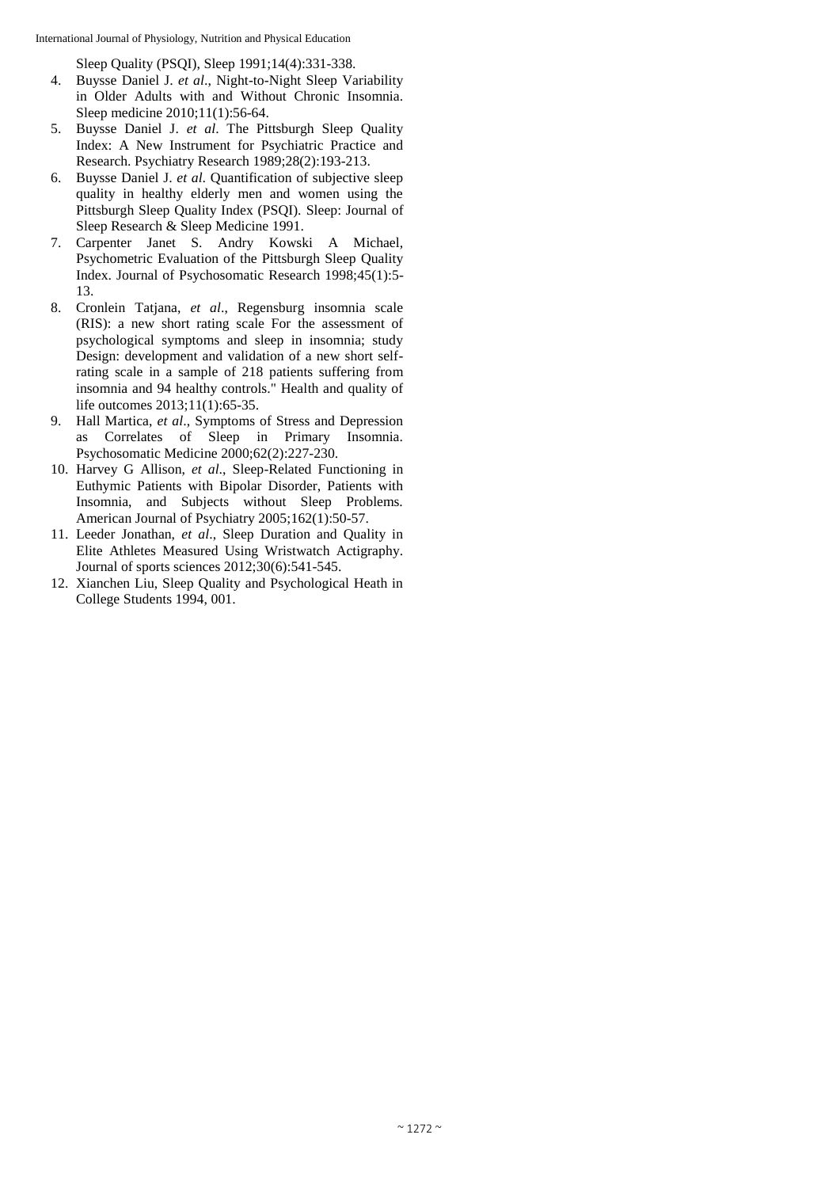Sleep Quality (PSQI), Sleep 1991;14(4):331-338.

4. Buysse Daniel J. *et al*., Night-to-Night Sleep Variability in Older Adults with and Without Chronic Insomnia. Sleep medicine 2010;11(1):56-64.
5. Buysse Daniel J. *et al*. The Pittsburgh Sleep Quality Index: A New Instrument for Psychiatric Practice and Research. Psychiatry Research 1989;28(2):193-213.
6. Buysse Daniel J. *et al.* Quantification of subjective sleep quality in healthy elderly men and women using the Pittsburgh Sleep Quality Index (PSQI). Sleep: Journal of Sleep Research & Sleep Medicine 1991.
7. Carpenter Janet S. Andry Kowski A Michael, Psychometric Evaluation of the Pittsburgh Sleep Quality Index. Journal of Psychosomatic Research 1998;45(1):5-13.
8. Cronlein Tatjana, *et al*., Regensburg insomnia scale (RIS): a new short rating scale For the assessment of psychological symptoms and sleep in insomnia; study Design: development and validation of a new short self-rating scale in a sample of 218 patients suffering from insomnia and 94 healthy controls." Health and quality of life outcomes 2013;11(1):65-35.
9. Hall Martica, *et al*., Symptoms of Stress and Depression as Correlates of Sleep in Primary Insomnia. Psychosomatic Medicine 2000;62(2):227-230.
10. Harvey G Allison, *et al*., Sleep-Related Functioning in Euthymic Patients with Bipolar Disorder, Patients with Insomnia, and Subjects without Sleep Problems. American Journal of Psychiatry 2005;162(1):50-57.
11. Leeder Jonathan, *et al*., Sleep Duration and Quality in Elite Athletes Measured Using Wristwatch Actigraphy. Journal of sports sciences 2012;30(6):541-545.
12. Xianchen Liu, Sleep Quality and Psychological Heath in College Students 1994, 001.